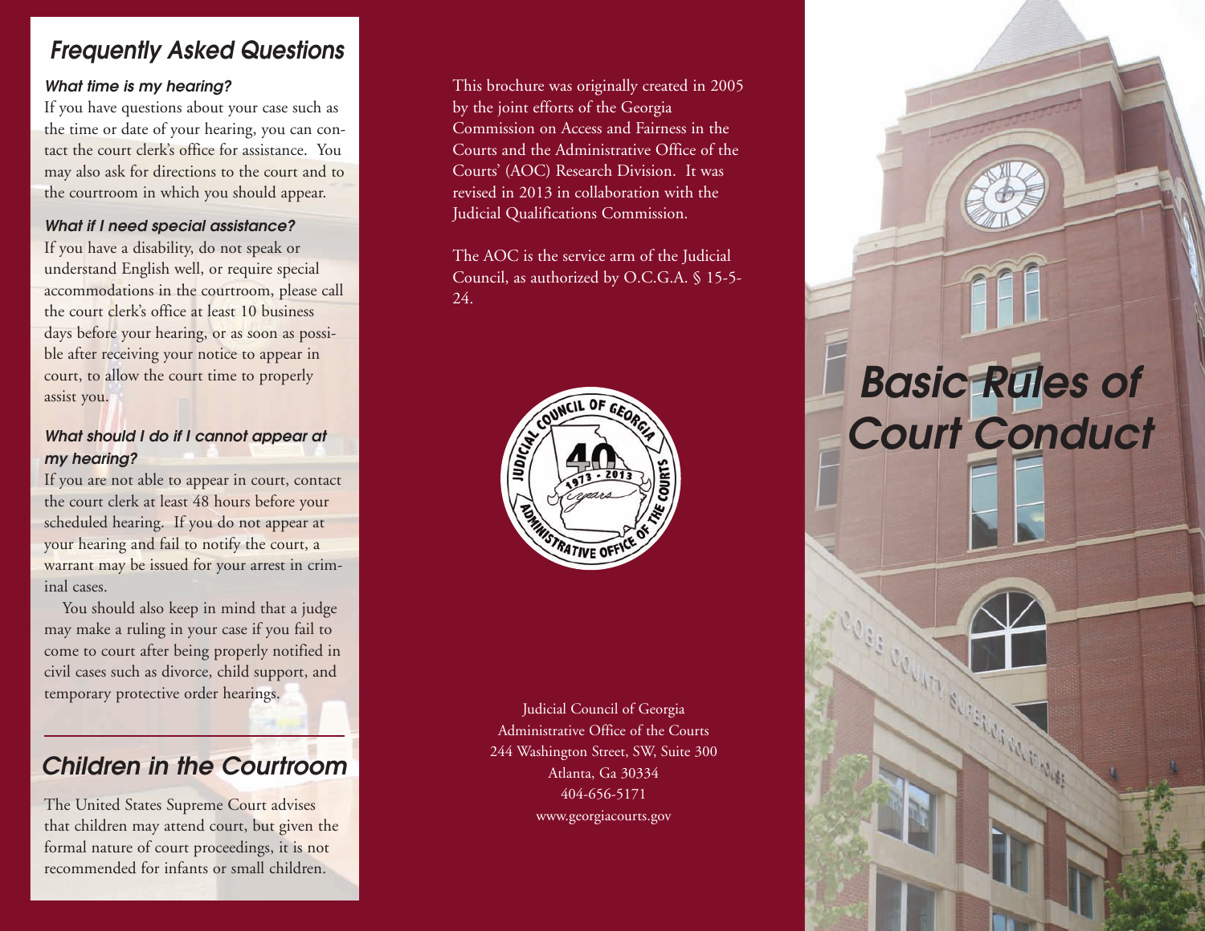## Frequently Asked Questions

### What time is my hearing?

If you have questions about your case such as the time or date of your hearing, you can contact the court clerk's office for assistance. You may also ask for directions to the court and to the courtroom in which you should appear.

### What if I need special assistance?

If you have a disability, do not speak or understand English well, or require special accommodations in the courtroom, please call the court clerk's office at least 10 business days before your hearing, or as soon as possible after receiving your notice to appear in court, to allow the court time to properly assist you.

### What should I do if I cannot appear at my hearing?

If you are not able to appear in court, contact the court clerk at least 48 hours before your scheduled hearing. If you do not appear at your hearing and fail to notify the court, a warrant may be issued for your arrest in criminal cases.

You should also keep in mind that a judge may make a ruling in your case if you fail to come to court after being properly notified in civil cases such as divorce, child support, and temporary protective order hearings.

## Children in the Courtroom

The United States Supreme Court advises that children may attend court, but given the formal nature of court proceedings, it is not recommended for infants or small children.

This brochure was originally created in 2005 by the joint efforts of the Georgia Commission on Access and Fairness in the Courts and the Administrative Office of the Courts' (AOC) Research Division. It was revised in 2013 in collaboration with the Judicial Qualifications Commission.

The AOC is the service arm of the Judicial Council, as authorized by O.C.G.A. § 15-5-24.

Judicial Council of Georgia
Administrative Office of the Courts
244 Washington Street, SW, Suite 300
Atlanta, Ga 30334
404-656-5171
www.georgiacourts.gov

# Basic Rules of Court Conduct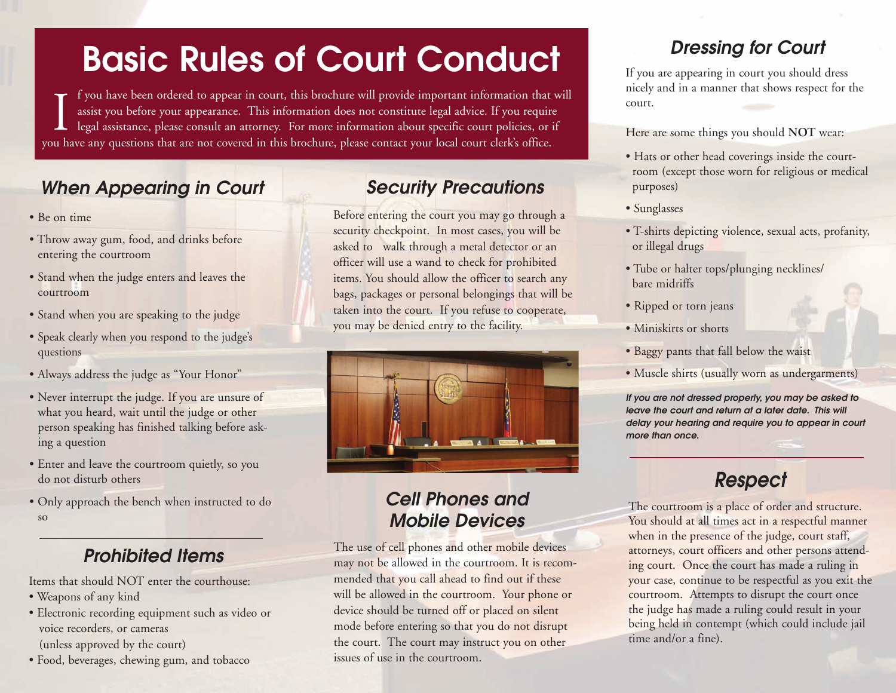# Basic Rules of Court Conduct

If you have been ordered to appear in court, this brochure will provide important information that will assist you before your appearance. This information does not constitute legal advice. If you require legal assistance, please consult an attorney. For more information about specific court policies, or if you have any questions that are not covered in this brochure, please contact your local court clerk's office.

## *When Appearing in Court*

- Be on time
- Throw away gum, food, and drinks before entering the courtroom
- Stand when the judge enters and leaves the courtroom
- Stand when you are speaking to the judge
- Speak clearly when you respond to the judge's questions
- Always address the judge as "Your Honor"
- Never interrupt the judge. If you are unsure of what you heard, wait until the judge or other person speaking has finished talking before asking a question
- Enter and leave the courtroom quietly, so you do not disturb others
- Only approach the bench when instructed to do so

## *Prohibited Items*

Items that should NOT enter the courthouse:

- Weapons of any kind
- Electronic recording equipment such as video or voice recorders, or cameras (unless approved by the court)
- Food, beverages, chewing gum, and tobacco

## *Security Precautions*

Before entering the court you may go through a security checkpoint. In most cases, you will be asked to walk through a metal detector or an officer will use a wand to check for prohibited items. You should allow the officer to search any bags, packages or personal belongings that will be taken into the court. If you refuse to cooperate, you may be denied entry to the facility.

## *Cell Phones and Mobile Devices*

The use of cell phones and other mobile devices may not be allowed in the courtroom. It is recommended that you call ahead to find out if these will be allowed in the courtroom. Your phone or device should be turned off or placed on silent mode before entering so that you do not disrupt the court. The court may instruct you on other issues of use in the courtroom.

## *Dressing for Court*

If you are appearing in court you should dress nicely and in a manner that shows respect for the court.

Here are some things you should **NOT** wear:

- Hats or other head coverings inside the courtroom (except those worn for religious or medical purposes)
- Sunglasses
- T-shirts depicting violence, sexual acts, profanity, or illegal drugs
- Tube or halter tops/plunging necklines/ bare midriffs
- Ripped or torn jeans
- Miniskirts or shorts
- Baggy pants that fall below the waist
- Muscle shirts (usually worn as undergarments)

***If you are not dressed properly, you may be asked to leave the court and return at a later date. This will delay your hearing and require you to appear in court more than once.***

## *Respect*

The courtroom is a place of order and structure. You should at all times act in a respectful manner when in the presence of the judge, court staff, attorneys, court officers and other persons attending court. Once the court has made a ruling in your case, continue to be respectful as you exit the courtroom. Attempts to disrupt the court once the judge has made a ruling could result in your being held in contempt (which could include jail time and/or a fine).